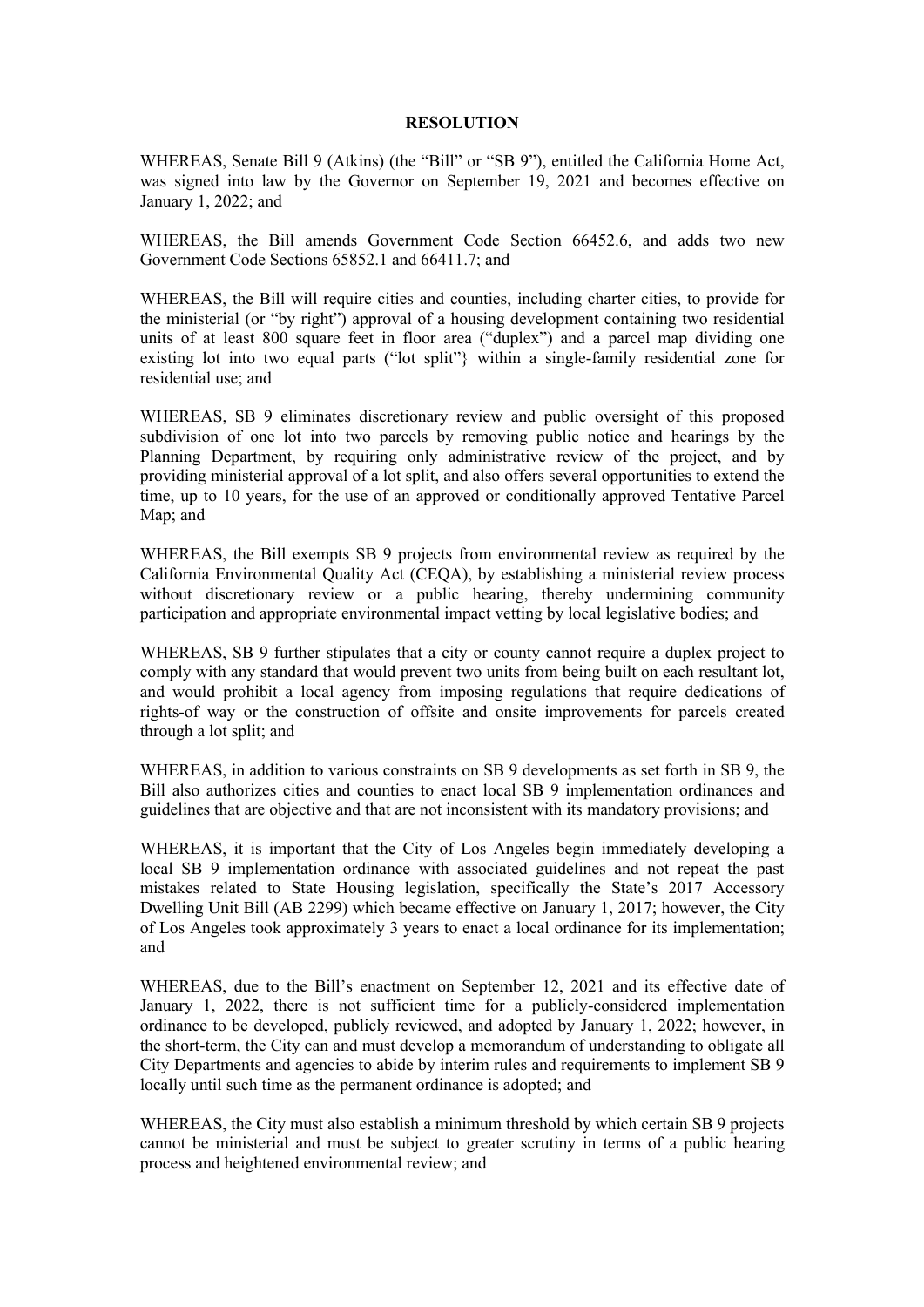**RESOLUTION**

WHEREAS, Senate Bill 9 (Atkins) (the "Bill" or "SB 9"), entitled the California Home Act, was signed into law by the Governor on September 19, 2021 and becomes effective on January 1, 2022; and

WHEREAS, the Bill amends Government Code Section 66452.6, and adds two new Government Code Sections 65852.1 and 66411.7; and

WHEREAS, the Bill will require cities and counties, including charter cities, to provide for the ministerial (or "by right") approval of a housing development containing two residential units of at least 800 square feet in floor area ("duplex") and a parcel map dividing one existing lot into two equal parts ("lot split"} within a single-family residential zone for residential use; and

WHEREAS, SB 9 eliminates discretionary review and public oversight of this proposed subdivision of one lot into two parcels by removing public notice and hearings by the Planning Department, by requiring only administrative review of the project, and by providing ministerial approval of a lot split, and also offers several opportunities to extend the time, up to 10 years, for the use of an approved or conditionally approved Tentative Parcel Map; and

WHEREAS, the Bill exempts SB 9 projects from environmental review as required by the California Environmental Quality Act (CEQA), by establishing a ministerial review process without discretionary review or a public hearing, thereby undermining community participation and appropriate environmental impact vetting by local legislative bodies; and

WHEREAS, SB 9 further stipulates that a city or county cannot require a duplex project to comply with any standard that would prevent two units from being built on each resultant lot, and would prohibit a local agency from imposing regulations that require dedications of rights-of way or the construction of offsite and onsite improvements for parcels created through a lot split; and

WHEREAS, in addition to various constraints on SB 9 developments as set forth in SB 9, the Bill also authorizes cities and counties to enact local SB 9 implementation ordinances and guidelines that are objective and that are not inconsistent with its mandatory provisions; and

WHEREAS, it is important that the City of Los Angeles begin immediately developing a local SB 9 implementation ordinance with associated guidelines and not repeat the past mistakes related to State Housing legislation, specifically the State's 2017 Accessory Dwelling Unit Bill (AB 2299) which became effective on January 1, 2017; however, the City of Los Angeles took approximately 3 years to enact a local ordinance for its implementation; and

WHEREAS, due to the Bill's enactment on September 12, 2021 and its effective date of January 1, 2022, there is not sufficient time for a publicly-considered implementation ordinance to be developed, publicly reviewed, and adopted by January 1, 2022; however, in the short-term, the City can and must develop a memorandum of understanding to obligate all City Departments and agencies to abide by interim rules and requirements to implement SB 9 locally until such time as the permanent ordinance is adopted; and

WHEREAS, the City must also establish a minimum threshold by which certain SB 9 projects cannot be ministerial and must be subject to greater scrutiny in terms of a public hearing process and heightened environmental review; and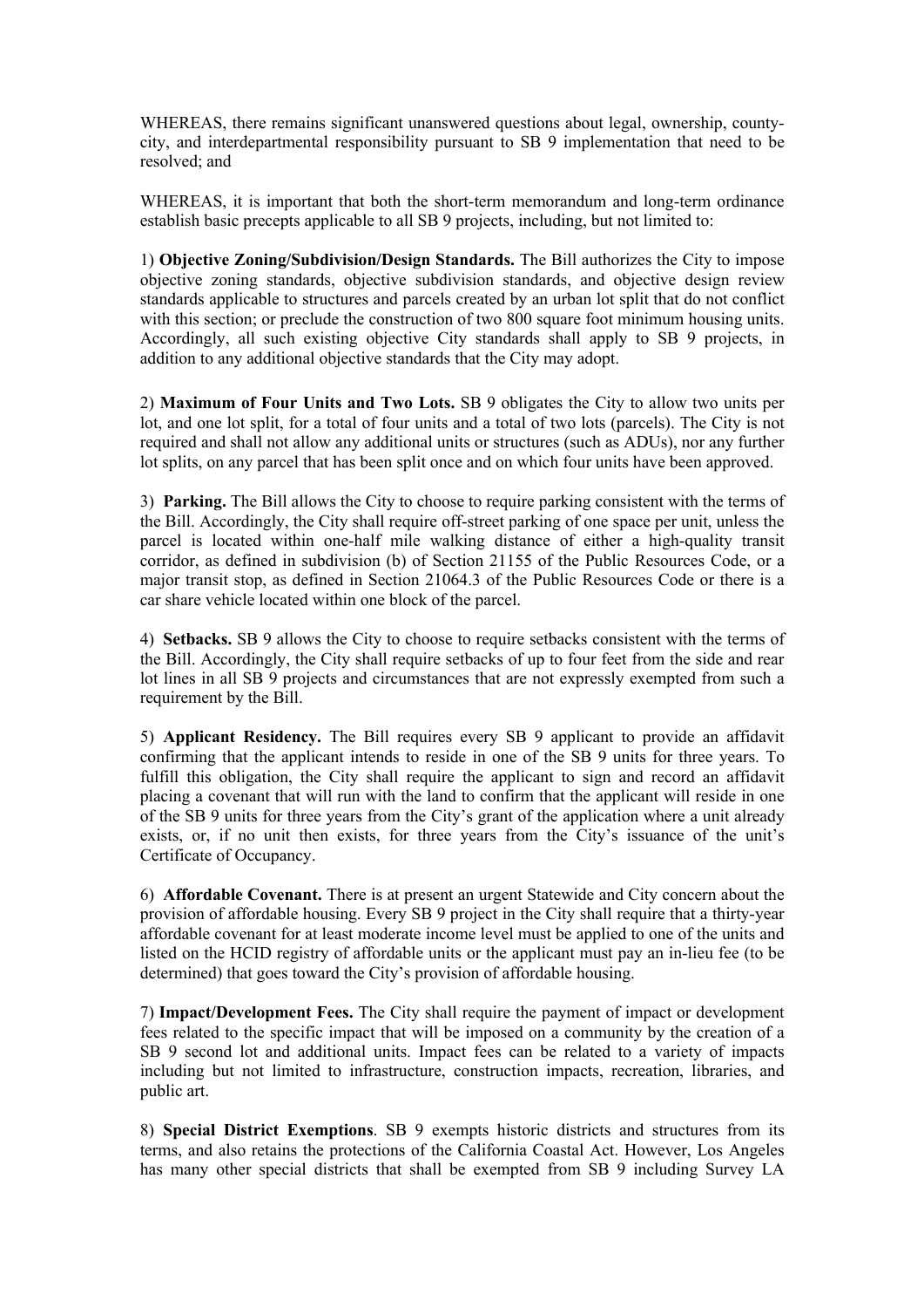WHEREAS, there remains significant unanswered questions about legal, ownership, county-city, and interdepartmental responsibility pursuant to SB 9 implementation that need to be resolved; and

WHEREAS, it is important that both the short-term memorandum and long-term ordinance establish basic precepts applicable to all SB 9 projects, including, but not limited to:

1) **Objective Zoning/Subdivision/Design Standards.** The Bill authorizes the City to impose objective zoning standards, objective subdivision standards, and objective design review standards applicable to structures and parcels created by an urban lot split that do not conflict with this section; or preclude the construction of two 800 square foot minimum housing units. Accordingly, all such existing objective City standards shall apply to SB 9 projects, in addition to any additional objective standards that the City may adopt.

2) **Maximum of Four Units and Two Lots.** SB 9 obligates the City to allow two units per lot, and one lot split, for a total of four units and a total of two lots (parcels). The City is not required and shall not allow any additional units or structures (such as ADUs), nor any further lot splits, on any parcel that has been split once and on which four units have been approved.

3) **Parking.** The Bill allows the City to choose to require parking consistent with the terms of the Bill. Accordingly, the City shall require off-street parking of one space per unit, unless the parcel is located within one-half mile walking distance of either a high-quality transit corridor, as defined in subdivision (b) of Section 21155 of the Public Resources Code, or a major transit stop, as defined in Section 21064.3 of the Public Resources Code or there is a car share vehicle located within one block of the parcel.

4) **Setbacks.** SB 9 allows the City to choose to require setbacks consistent with the terms of the Bill. Accordingly, the City shall require setbacks of up to four feet from the side and rear lot lines in all SB 9 projects and circumstances that are not expressly exempted from such a requirement by the Bill.

5) **Applicant Residency.** The Bill requires every SB 9 applicant to provide an affidavit confirming that the applicant intends to reside in one of the SB 9 units for three years. To fulfill this obligation, the City shall require the applicant to sign and record an affidavit placing a covenant that will run with the land to confirm that the applicant will reside in one of the SB 9 units for three years from the City's grant of the application where a unit already exists, or, if no unit then exists, for three years from the City's issuance of the unit's Certificate of Occupancy.

6) **Affordable Covenant.** There is at present an urgent Statewide and City concern about the provision of affordable housing. Every SB 9 project in the City shall require that a thirty-year affordable covenant for at least moderate income level must be applied to one of the units and listed on the HCID registry of affordable units or the applicant must pay an in-lieu fee (to be determined) that goes toward the City's provision of affordable housing.

7) **Impact/Development Fees.** The City shall require the payment of impact or development fees related to the specific impact that will be imposed on a community by the creation of a SB 9 second lot and additional units. Impact fees can be related to a variety of impacts including but not limited to infrastructure, construction impacts, recreation, libraries, and public art.

8) **Special District Exemptions**. SB 9 exempts historic districts and structures from its terms, and also retains the protections of the California Coastal Act. However, Los Angeles has many other special districts that shall be exempted from SB 9 including Survey LA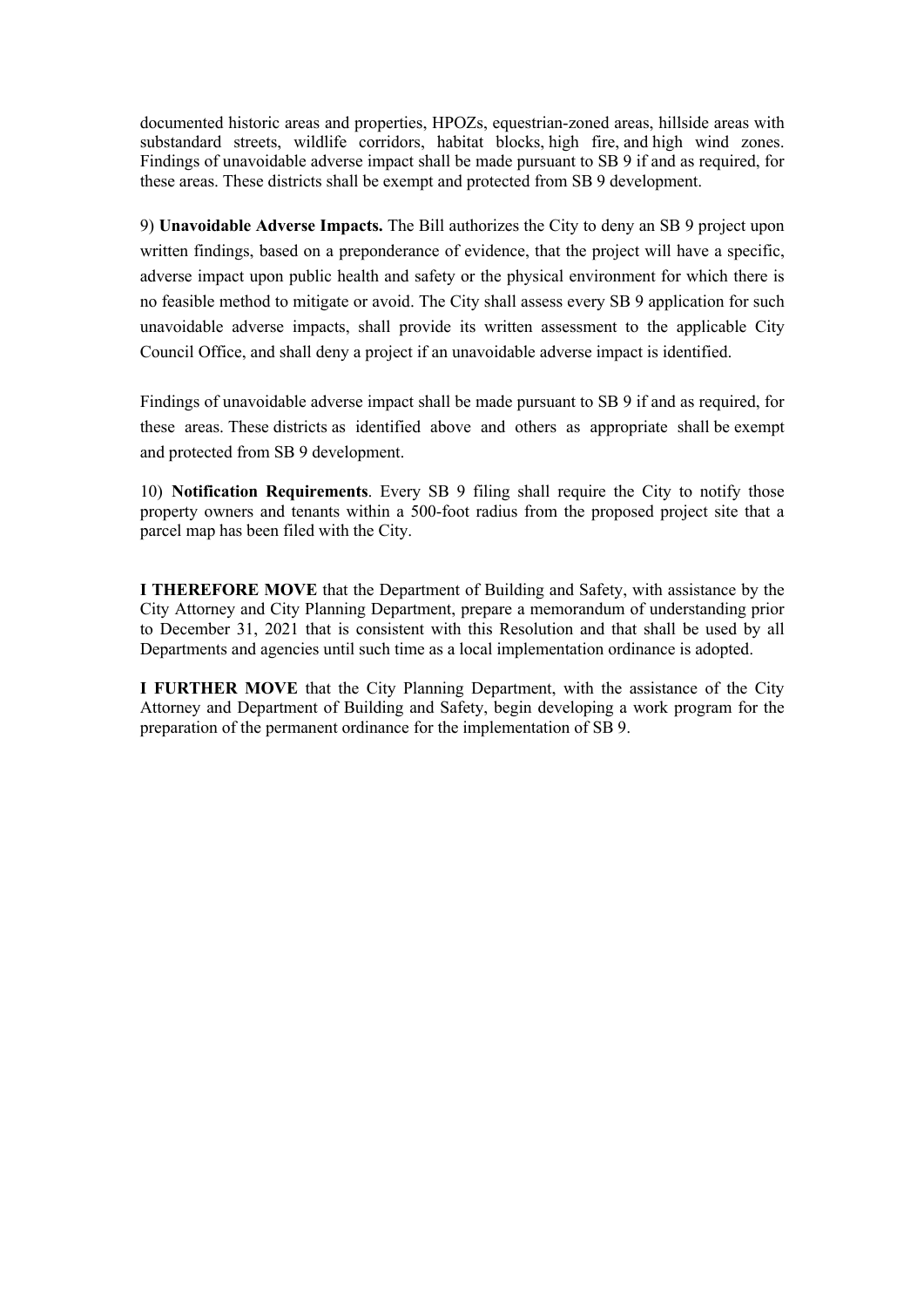documented historic areas and properties, HPOZs, equestrian-zoned areas, hillside areas with substandard streets, wildlife corridors, habitat blocks, high fire, and high wind zones. Findings of unavoidable adverse impact shall be made pursuant to SB 9 if and as required, for these areas. These districts shall be exempt and protected from SB 9 development.

9) **Unavoidable Adverse Impacts.** The Bill authorizes the City to deny an SB 9 project upon written findings, based on a preponderance of evidence, that the project will have a specific, adverse impact upon public health and safety or the physical environment for which there is no feasible method to mitigate or avoid. The City shall assess every SB 9 application for such unavoidable adverse impacts, shall provide its written assessment to the applicable City Council Office, and shall deny a project if an unavoidable adverse impact is identified.

Findings of unavoidable adverse impact shall be made pursuant to SB 9 if and as required, for these areas. These districts as identified above and others as appropriate shall be exempt and protected from SB 9 development.

10) **Notification Requirements**. Every SB 9 filing shall require the City to notify those property owners and tenants within a 500-foot radius from the proposed project site that a parcel map has been filed with the City.

**I THEREFORE MOVE** that the Department of Building and Safety, with assistance by the City Attorney and City Planning Department, prepare a memorandum of understanding prior to December 31, 2021 that is consistent with this Resolution and that shall be used by all Departments and agencies until such time as a local implementation ordinance is adopted.

**I FURTHER MOVE** that the City Planning Department, with the assistance of the City Attorney and Department of Building and Safety, begin developing a work program for the preparation of the permanent ordinance for the implementation of SB 9.